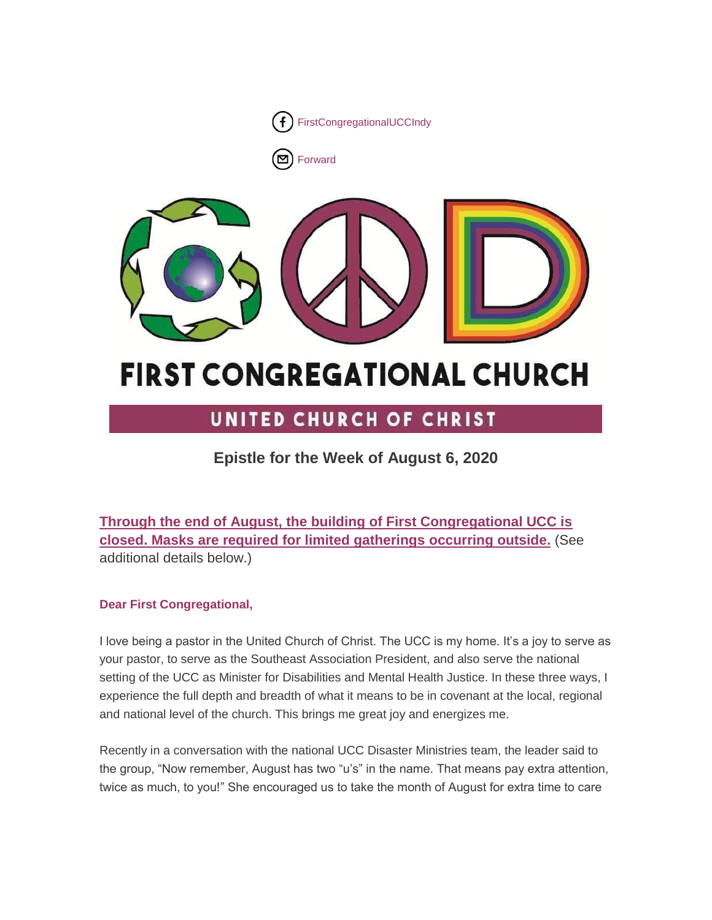FirstCongregationalUCCIndy

Forward

# FIRST CONGREGATIONAL CHURCH

## UNITED CHURCH OF CHRIST

### Epistle for the Week of August 6, 2020

**Through the end of August, the building of First Congregational UCC is closed. Masks are required for limited gatherings occurring outside.** (See additional details below.)

**Dear First Congregational,**

I love being a pastor in the United Church of Christ. The UCC is my home. It's a joy to serve as your pastor, to serve as the Southeast Association President, and also serve the national setting of the UCC as Minister for Disabilities and Mental Health Justice. In these three ways, I experience the full depth and breadth of what it means to be in covenant at the local, regional and national level of the church. This brings me great joy and energizes me.

Recently in a conversation with the national UCC Disaster Ministries team, the leader said to the group, "Now remember, August has two "u's" in the name. That means pay extra attention, twice as much, to you!" She encouraged us to take the month of August for extra time to care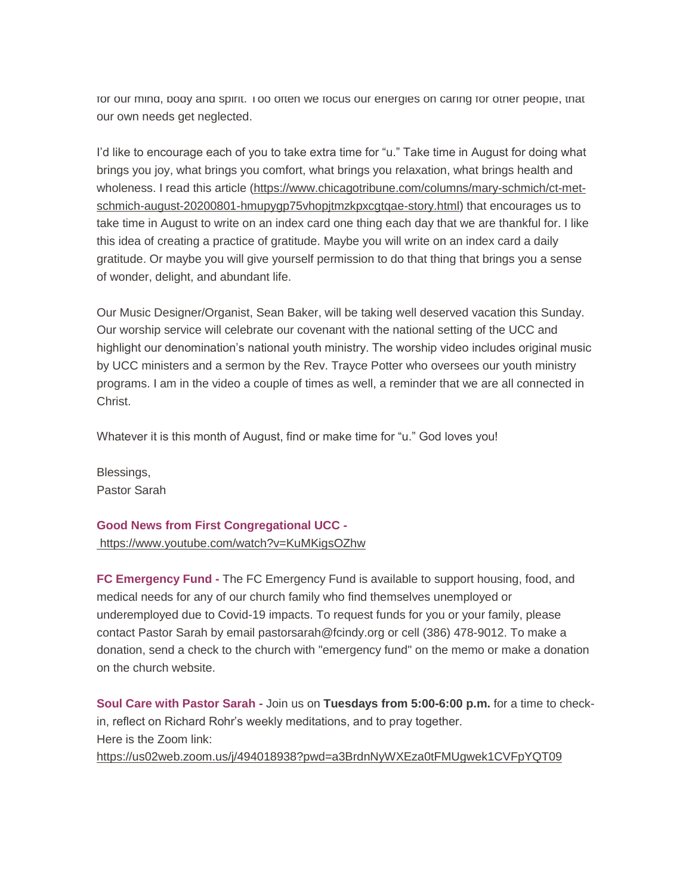for our mind, body and spirit. Too often we focus our energies on caring for other people, that our own needs get neglected.

I'd like to encourage each of you to take extra time for "u." Take time in August for doing what brings you joy, what brings you comfort, what brings you relaxation, what brings health and wholeness. I read this article (https://www.chicagotribune.com/columns/mary-schmich/ct-met-schmich-august-20200801-hmupygp75vhopjtmzkpxcgtqae-story.html) that encourages us to take time in August to write on an index card one thing each day that we are thankful for. I like this idea of creating a practice of gratitude. Maybe you will write on an index card a daily gratitude. Or maybe you will give yourself permission to do that thing that brings you a sense of wonder, delight, and abundant life.

Our Music Designer/Organist, Sean Baker, will be taking well deserved vacation this Sunday. Our worship service will celebrate our covenant with the national setting of the UCC and highlight our denomination's national youth ministry. The worship video includes original music by UCC ministers and a sermon by the Rev. Trayce Potter who oversees our youth ministry programs. I am in the video a couple of times as well, a reminder that we are all connected in Christ.

Whatever it is this month of August, find or make time for "u." God loves you!

Blessings,
Pastor Sarah

**Good News from First Congregational UCC -**
https://www.youtube.com/watch?v=KuMKigsOZhw

**FC Emergency Fund -** The FC Emergency Fund is available to support housing, food, and medical needs for any of our church family who find themselves unemployed or underemployed due to Covid-19 impacts. To request funds for you or your family, please contact Pastor Sarah by email pastorsarah@fcindy.org or cell (386) 478-9012. To make a donation, send a check to the church with "emergency fund" on the memo or make a donation on the church website.

**Soul Care with Pastor Sarah -** Join us on **Tuesdays from 5:00-6:00 p.m.** for a time to check-in, reflect on Richard Rohr's weekly meditations, and to pray together.
Here is the Zoom link:
https://us02web.zoom.us/j/494018938?pwd=a3BrdnNyWXEza0tFMUgwek1CVFpYQT09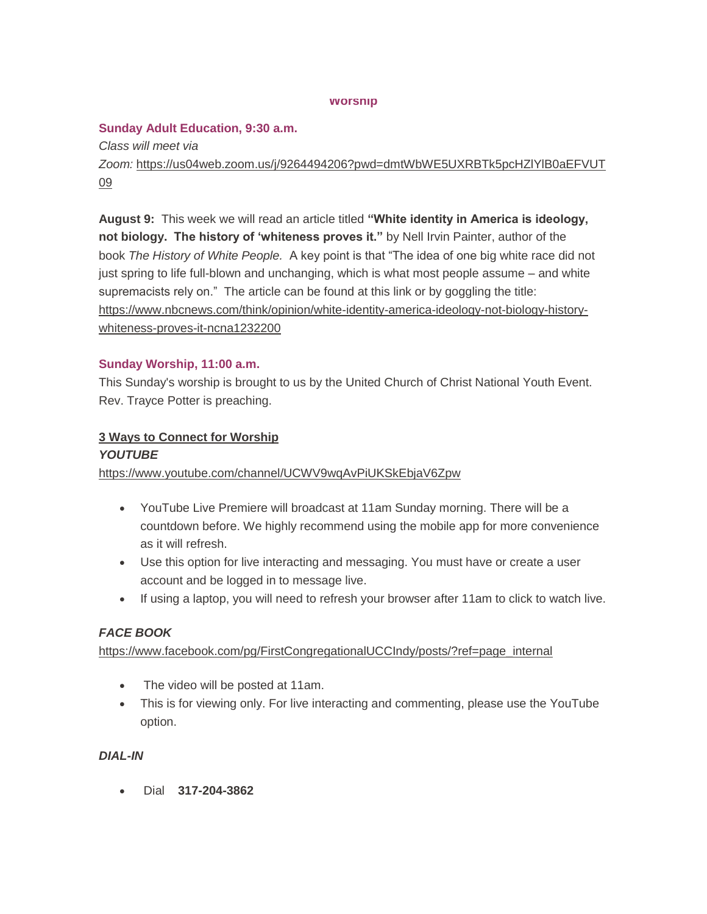**Worship**

**Sunday Adult Education, 9:30 a.m.**

*Class will meet via Zoom:* https://us04web.zoom.us/j/9264494206?pwd=dmtWbWE5UXRBTk5pcHZlYlB0aEFVUT09

**August 9:** This week we will read an article titled **"White identity in America is ideology, not biology. The history of 'whiteness proves it."** by Nell Irvin Painter, author of the book *The History of White People.* A key point is that "The idea of one big white race did not just spring to life full-blown and unchanging, which is what most people assume – and white supremacists rely on." The article can be found at this link or by goggling the title: https://www.nbcnews.com/think/opinion/white-identity-america-ideology-not-biology-history-whiteness-proves-it-ncna1232200

**Sunday Worship, 11:00 a.m.**

This Sunday's worship is brought to us by the United Church of Christ National Youth Event. Rev. Trayce Potter is preaching.

**3 Ways to Connect for Worship**

***YOUTUBE***

https://www.youtube.com/channel/UCWV9wqAvPiUKSkEbjaV6Zpw

- YouTube Live Premiere will broadcast at 11am Sunday morning. There will be a countdown before. We highly recommend using the mobile app for more convenience as it will refresh.
- Use this option for live interacting and messaging. You must have or create a user account and be logged in to message live.
- If using a laptop, you will need to refresh your browser after 11am to click to watch live.

***FACE BOOK***

https://www.facebook.com/pg/FirstCongregationalUCCIndy/posts/?ref=page_internal

- The video will be posted at 11am.
- This is for viewing only. For live interacting and commenting, please use the YouTube option.

***DIAL-IN***

- Dial **317-204-3862**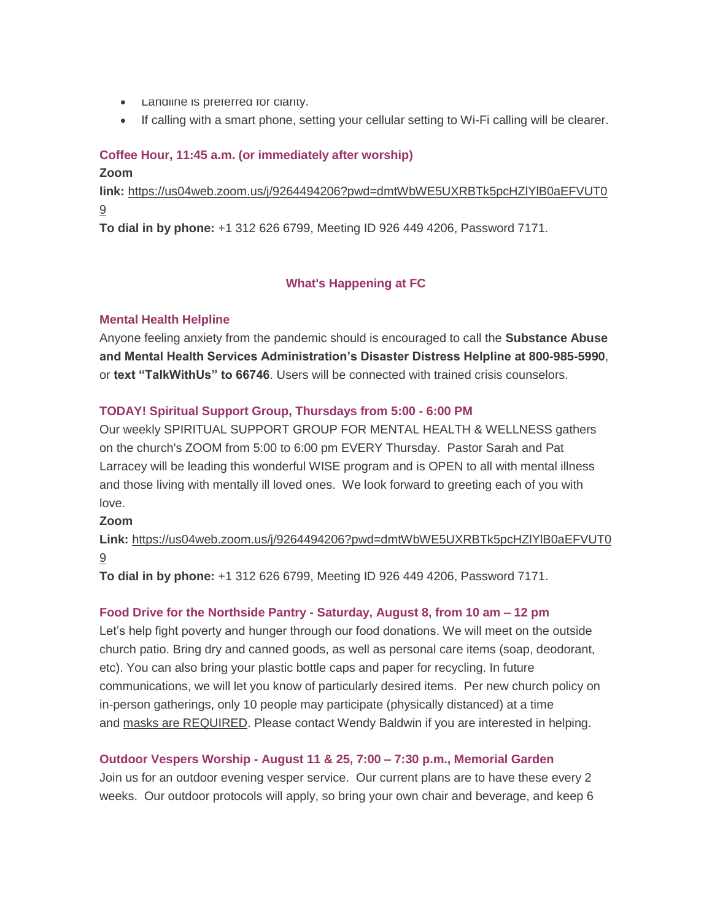- Landline is preferred for clarity.
- If calling with a smart phone, setting your cellular setting to Wi-Fi calling will be clearer.

### Coffee Hour, 11:45 a.m. (or immediately after worship)

**Zoom link:** https://us04web.zoom.us/j/9264494206?pwd=dmtWbWE5UXRBTk5pcHZlYlB0aEFVUT09

**To dial in by phone:** +1 312 626 6799, Meeting ID 926 449 4206, Password 7171.

## What's Happening at FC

### Mental Health Helpline

Anyone feeling anxiety from the pandemic should is encouraged to call the **Substance Abuse and Mental Health Services Administration's Disaster Distress Helpline at 800-985-5990**, or **text "TalkWithUs" to 66746**. Users will be connected with trained crisis counselors.

### TODAY! Spiritual Support Group, Thursdays from 5:00 - 6:00 PM

Our weekly SPIRITUAL SUPPORT GROUP FOR MENTAL HEALTH & WELLNESS gathers on the church's ZOOM from 5:00 to 6:00 pm EVERY Thursday. Pastor Sarah and Pat Larracey will be leading this wonderful WISE program and is OPEN to all with mental illness and those living with mentally ill loved ones. We look forward to greeting each of you with love.

**Zoom Link:** https://us04web.zoom.us/j/9264494206?pwd=dmtWbWE5UXRBTk5pcHZlYlB0aEFVUT09

**To dial in by phone:** +1 312 626 6799, Meeting ID 926 449 4206, Password 7171.

### Food Drive for the Northside Pantry - Saturday, August 8, from 10 am – 12 pm

Let's help fight poverty and hunger through our food donations. We will meet on the outside church patio. Bring dry and canned goods, as well as personal care items (soap, deodorant, etc). You can also bring your plastic bottle caps and paper for recycling. In future communications, we will let you know of particularly desired items. Per new church policy on in-person gatherings, only 10 people may participate (physically distanced) at a time and masks are REQUIRED. Please contact Wendy Baldwin if you are interested in helping.

### Outdoor Vespers Worship - August 11 & 25, 7:00 – 7:30 p.m., Memorial Garden

Join us for an outdoor evening vesper service. Our current plans are to have these every 2 weeks. Our outdoor protocols will apply, so bring your own chair and beverage, and keep 6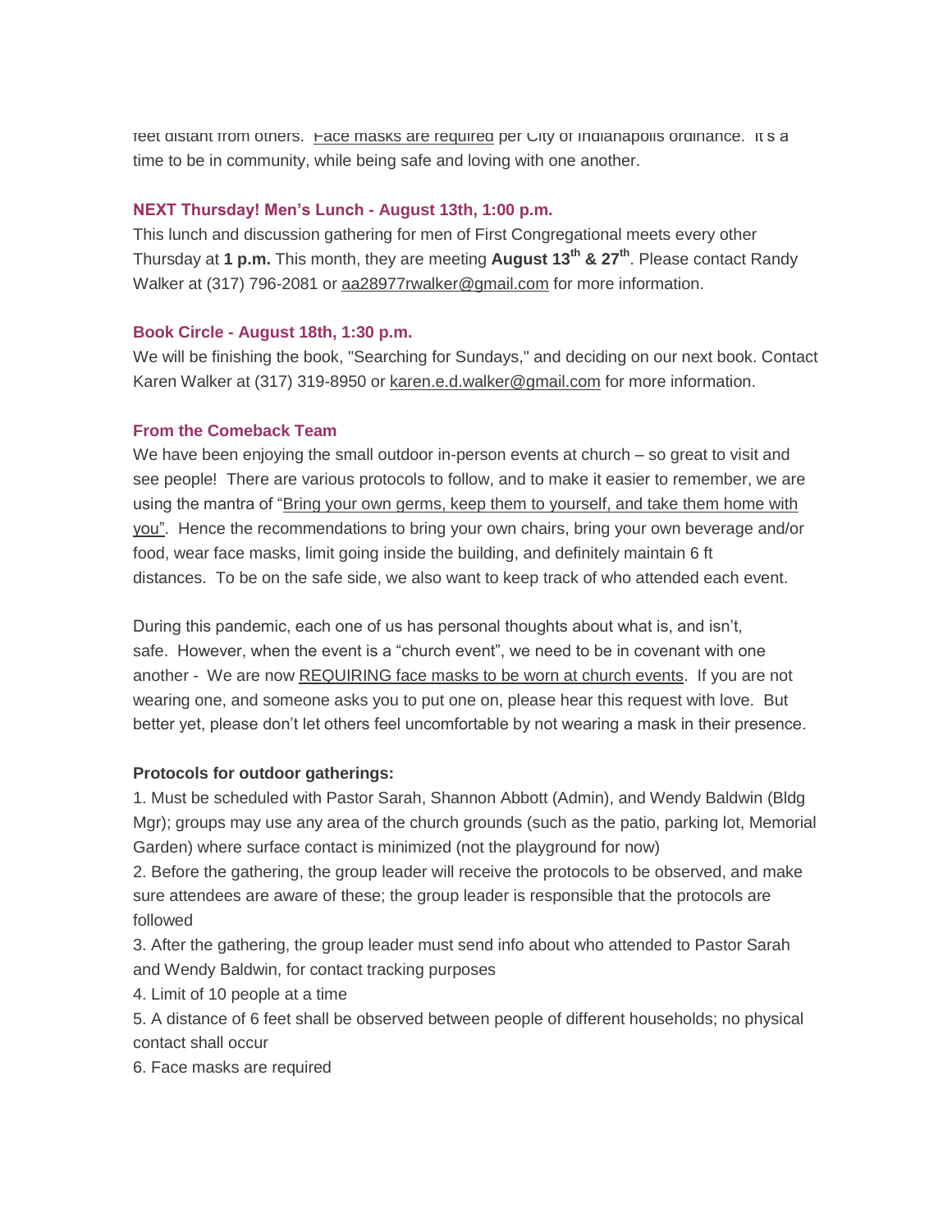feet distant from others. Face masks are required per City of Indianapolis ordinance. It's a time to be in community, while being safe and loving with one another.

### NEXT Thursday! Men's Lunch - August 13th, 1:00 p.m.

This lunch and discussion gathering for men of First Congregational meets every other Thursday at **1 p.m.** This month, they are meeting **August 13th & 27th**. Please contact Randy Walker at (317) 796-2081 or aa28977rwalker@gmail.com for more information.

### Book Circle - August 18th, 1:30 p.m.

We will be finishing the book, "Searching for Sundays," and deciding on our next book. Contact Karen Walker at (317) 319-8950 or karen.e.d.walker@gmail.com for more information.

### From the Comeback Team

We have been enjoying the small outdoor in-person events at church – so great to visit and see people! There are various protocols to follow, and to make it easier to remember, we are using the mantra of "Bring your own germs, keep them to yourself, and take them home with you". Hence the recommendations to bring your own chairs, bring your own beverage and/or food, wear face masks, limit going inside the building, and definitely maintain 6 ft distances. To be on the safe side, we also want to keep track of who attended each event.

During this pandemic, each one of us has personal thoughts about what is, and isn't, safe. However, when the event is a "church event", we need to be in covenant with one another - We are now REQUIRING face masks to be worn at church events. If you are not wearing one, and someone asks you to put one on, please hear this request with love. But better yet, please don't let others feel uncomfortable by not wearing a mask in their presence.

**Protocols for outdoor gatherings:**

1. Must be scheduled with Pastor Sarah, Shannon Abbott (Admin), and Wendy Baldwin (Bldg Mgr); groups may use any area of the church grounds (such as the patio, parking lot, Memorial Garden) where surface contact is minimized (not the playground for now)
2. Before the gathering, the group leader will receive the protocols to be observed, and make sure attendees are aware of these; the group leader is responsible that the protocols are followed
3. After the gathering, the group leader must send info about who attended to Pastor Sarah and Wendy Baldwin, for contact tracking purposes
4. Limit of 10 people at a time
5. A distance of 6 feet shall be observed between people of different households; no physical contact shall occur
6. Face masks are required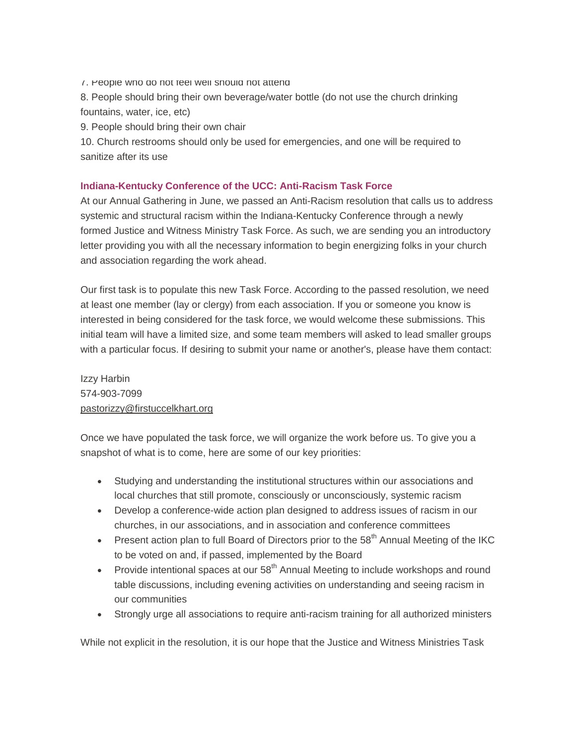7. People who do not feel well should not attend
8. People should bring their own beverage/water bottle (do not use the church drinking fountains, water, ice, etc)
9. People should bring their own chair
10. Church restrooms should only be used for emergencies, and one will be required to sanitize after its use

### Indiana-Kentucky Conference of the UCC: Anti-Racism Task Force

At our Annual Gathering in June, we passed an Anti-Racism resolution that calls us to address systemic and structural racism within the Indiana-Kentucky Conference through a newly formed Justice and Witness Ministry Task Force. As such, we are sending you an introductory letter providing you with all the necessary information to begin energizing folks in your church and association regarding the work ahead.

Our first task is to populate this new Task Force. According to the passed resolution, we need at least one member (lay or clergy) from each association. If you or someone you know is interested in being considered for the task force, we would welcome these submissions. This initial team will have a limited size, and some team members will asked to lead smaller groups with a particular focus. If desiring to submit your name or another's, please have them contact:

Izzy Harbin
574-903-7099
pastorizzy@firstuccelkhart.org

Once we have populated the task force, we will organize the work before us. To give you a snapshot of what is to come, here are some of our key priorities:

- Studying and understanding the institutional structures within our associations and local churches that still promote, consciously or unconsciously, systemic racism
- Develop a conference-wide action plan designed to address issues of racism in our churches, in our associations, and in association and conference committees
- Present action plan to full Board of Directors prior to the 58th Annual Meeting of the IKC to be voted on and, if passed, implemented by the Board
- Provide intentional spaces at our 58th Annual Meeting to include workshops and round table discussions, including evening activities on understanding and seeing racism in our communities
- Strongly urge all associations to require anti-racism training for all authorized ministers

While not explicit in the resolution, it is our hope that the Justice and Witness Ministries Task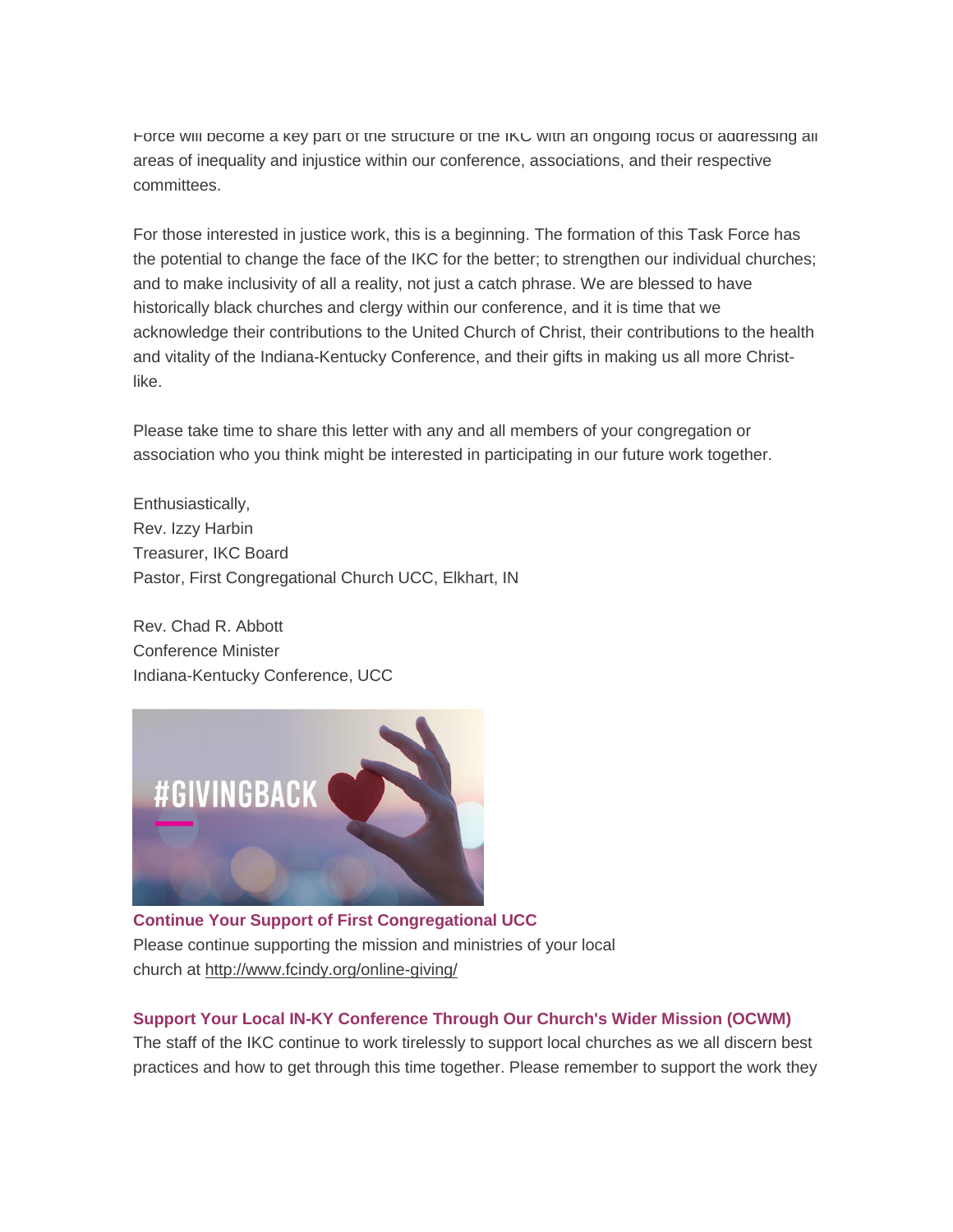Force will become a key part of the structure of the IKC with an ongoing focus of addressing all areas of inequality and injustice within our conference, associations, and their respective committees.

For those interested in justice work, this is a beginning. The formation of this Task Force has the potential to change the face of the IKC for the better; to strengthen our individual churches; and to make inclusivity of all a reality, not just a catch phrase. We are blessed to have historically black churches and clergy within our conference, and it is time that we acknowledge their contributions to the United Church of Christ, their contributions to the health and vitality of the Indiana-Kentucky Conference, and their gifts in making us all more Christ-like.

Please take time to share this letter with any and all members of your congregation or association who you think might be interested in participating in our future work together.

Enthusiastically,
Rev. Izzy Harbin
Treasurer, IKC Board
Pastor, First Congregational Church UCC, Elkhart, IN

Rev. Chad R. Abbott
Conference Minister
Indiana-Kentucky Conference, UCC

#GIVINGBACK

**Continue Your Support of First Congregational UCC**
Please continue supporting the mission and ministries of your local church at http://www.fcindy.org/online-giving/

**Support Your Local IN-KY Conference Through Our Church's Wider Mission (OCWM)**
The staff of the IKC continue to work tirelessly to support local churches as we all discern best practices and how to get through this time together. Please remember to support the work they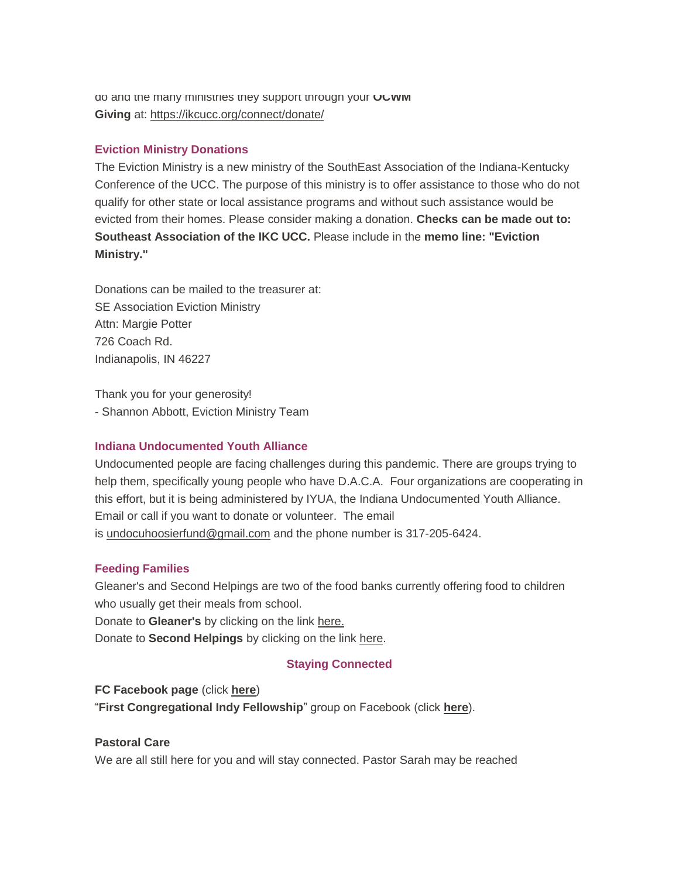do and the many ministries they support through your **OCWM Giving** at: https://ikcucc.org/connect/donate/

### Eviction Ministry Donations

The Eviction Ministry is a new ministry of the SouthEast Association of the Indiana-Kentucky Conference of the UCC. The purpose of this ministry is to offer assistance to those who do not qualify for other state or local assistance programs and without such assistance would be evicted from their homes. Please consider making a donation. **Checks can be made out to: Southeast Association of the IKC UCC.** Please include in the **memo line: "Eviction Ministry."**

Donations can be mailed to the treasurer at:
SE Association Eviction Ministry
Attn: Margie Potter
726 Coach Rd.
Indianapolis, IN 46227

Thank you for your generosity!
- Shannon Abbott, Eviction Ministry Team

### Indiana Undocumented Youth Alliance

Undocumented people are facing challenges during this pandemic. There are groups trying to help them, specifically young people who have D.A.C.A. Four organizations are cooperating in this effort, but it is being administered by IYUA, the Indiana Undocumented Youth Alliance. Email or call if you want to donate or volunteer. The email is undocuhoosierfund@gmail.com and the phone number is 317-205-6424.

### Feeding Families

Gleaner's and Second Helpings are two of the food banks currently offering food to children who usually get their meals from school.
Donate to **Gleaner's** by clicking on the link here.
Donate to **Second Helpings** by clicking on the link here.

## Staying Connected

**FC Facebook page** (click **here**)
"**First Congregational Indy Fellowship**" group on Facebook (click **here**).

**Pastoral Care**

We are all still here for you and will stay connected. Pastor Sarah may be reached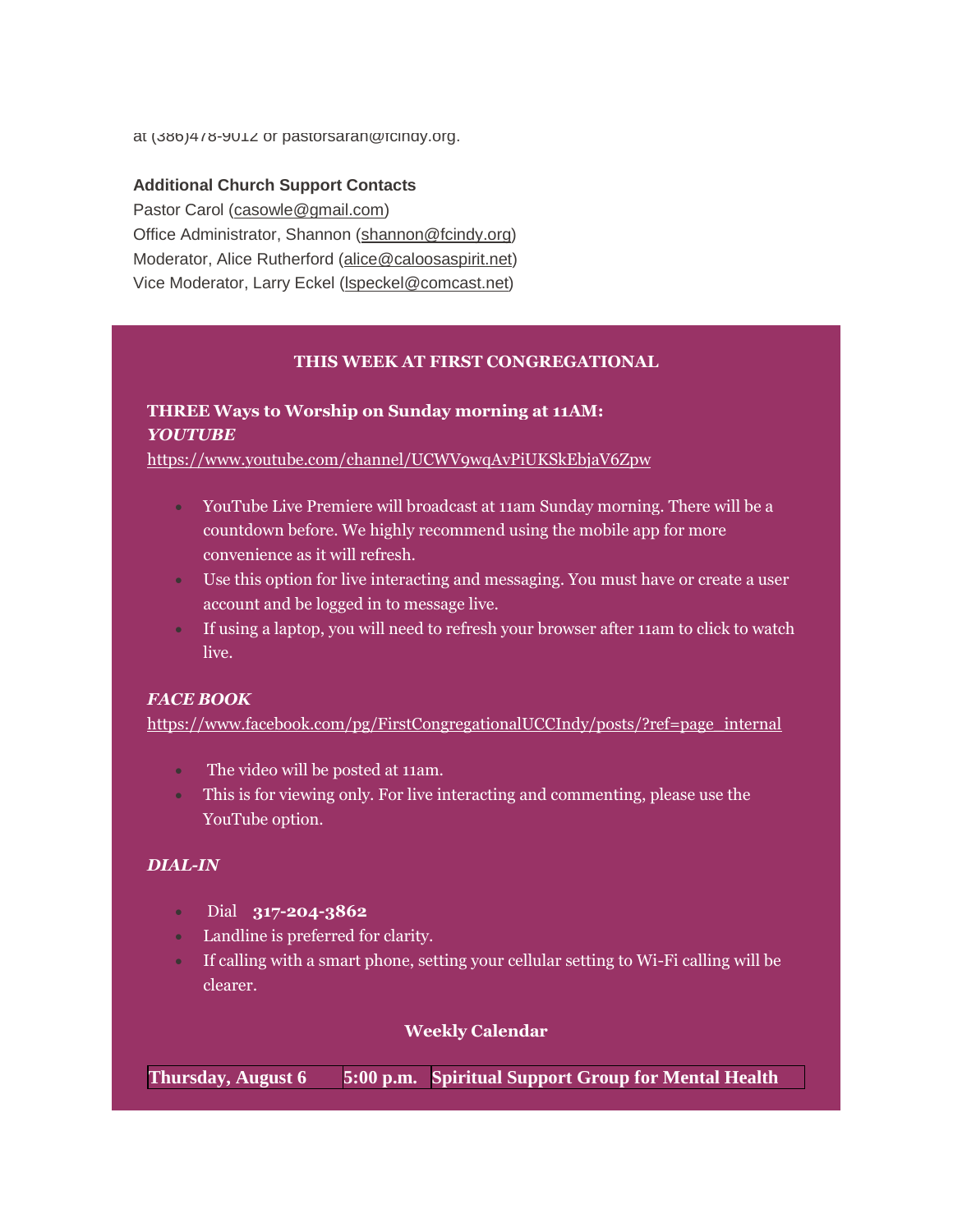at (386)478-9012 or pastorsarah@fcindy.org.

**Additional Church Support Contacts**
Pastor Carol (casowle@gmail.com)
Office Administrator, Shannon (shannon@fcindy.org)
Moderator, Alice Rutherford (alice@caloosaspirit.net)
Vice Moderator, Larry Eckel (lspeckel@comcast.net)

## THIS WEEK AT FIRST CONGREGATIONAL

**THREE Ways to Worship on Sunday morning at 11AM:**
***YOUTUBE***
https://www.youtube.com/channel/UCWV9wqAvPiUKSkEbjaV6Zpw

- YouTube Live Premiere will broadcast at 11am Sunday morning. There will be a countdown before. We highly recommend using the mobile app for more convenience as it will refresh.
- Use this option for live interacting and messaging. You must have or create a user account and be logged in to message live.
- If using a laptop, you will need to refresh your browser after 11am to click to watch live.

***FACE BOOK***
https://www.facebook.com/pg/FirstCongregationalUCCIndy/posts/?ref=page_internal

- The video will be posted at 11am.
- This is for viewing only. For live interacting and commenting, please use the YouTube option.

***DIAL-IN***

- Dial **317-204-3862**
- Landline is preferred for clarity.
- If calling with a smart phone, setting your cellular setting to Wi-Fi calling will be clearer.

### Weekly Calendar

| **Thursday, August 6** | **5:00 p.m.** | **Spiritual Support Group for Mental Health** |
|---|---|---|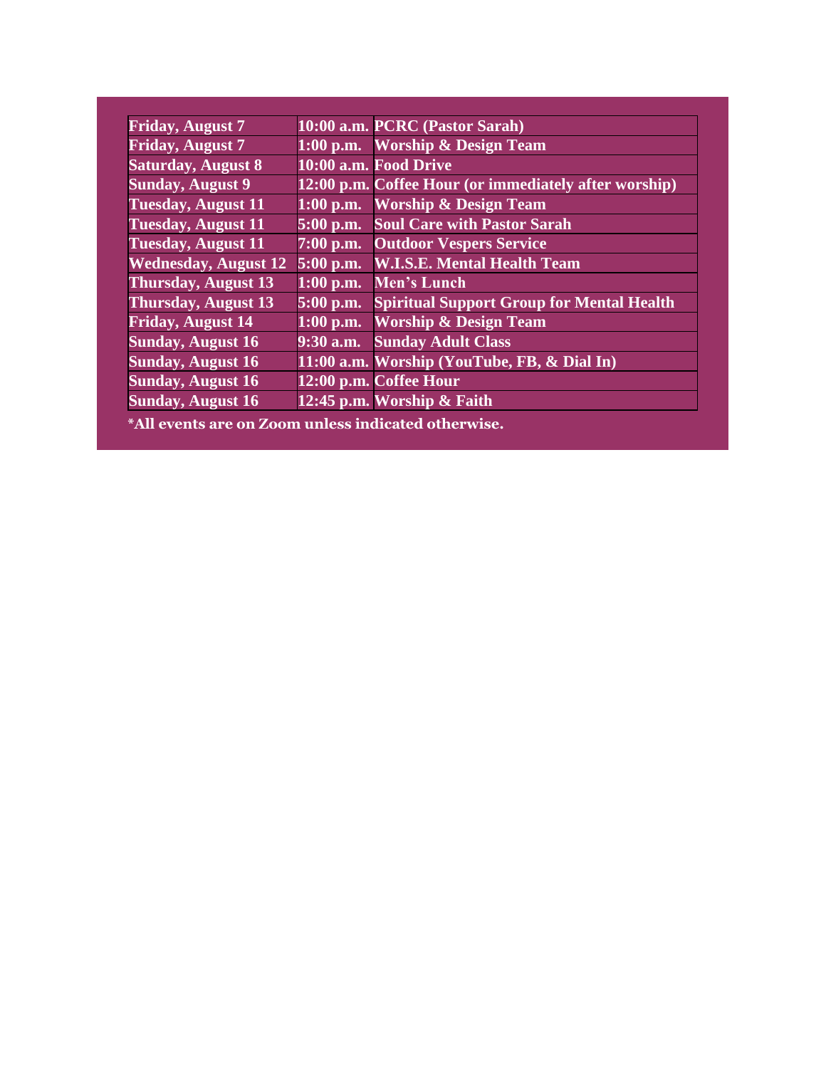| | | |
|---|---|---|
| **Friday, August 7** | **10:00 a.m.** | **PCRC (Pastor Sarah)** |
| **Friday, August 7** | **1:00 p.m.** | **Worship & Design Team** |
| **Saturday, August 8** | **10:00 a.m.** | **Food Drive** |
| **Sunday, August 9** | **12:00 p.m.** | **Coffee Hour (or immediately after worship)** |
| **Tuesday, August 11** | **1:00 p.m.** | **Worship & Design Team** |
| **Tuesday, August 11** | **5:00 p.m.** | **Soul Care with Pastor Sarah** |
| **Tuesday, August 11** | **7:00 p.m.** | **Outdoor Vespers Service** |
| **Wednesday, August 12** | **5:00 p.m.** | **W.I.S.E. Mental Health Team** |
| **Thursday, August 13** | **1:00 p.m.** | **Men's Lunch** |
| **Thursday, August 13** | **5:00 p.m.** | **Spiritual Support Group for Mental Health** |
| **Friday, August 14** | **1:00 p.m.** | **Worship & Design Team** |
| **Sunday, August 16** | **9:30 a.m.** | **Sunday Adult Class** |
| **Sunday, August 16** | **11:00 a.m.** | **Worship (YouTube, FB, & Dial In)** |
| **Sunday, August 16** | **12:00 p.m.** | **Coffee Hour** |
| **Sunday, August 16** | **12:45 p.m.** | **Worship & Faith** |

**\*All events are on Zoom unless indicated otherwise.**